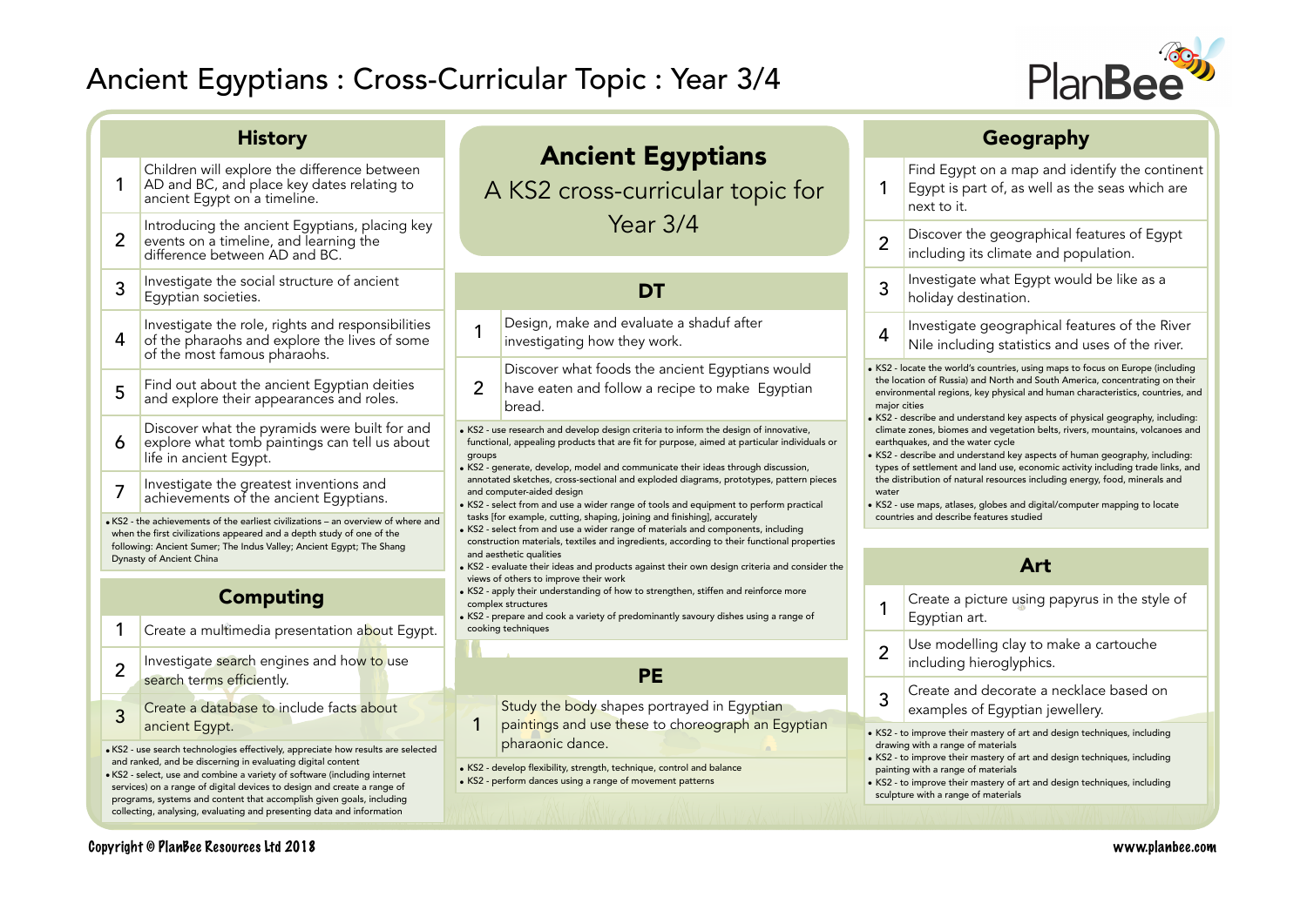# Ancient Egyptians : Cross-Curricular Topic : Year 3/4

## Ancient Egyptians

A KS2 cross-curricular topic for Year 3/4

## History

| | |
|---|---|
| 1 | Children will explore the difference between AD and BC, and place key dates relating to ancient Egypt on a timeline. |
| 2 | Introducing the ancient Egyptians, placing key events on a timeline, and learning the difference between AD and BC. |
| 3 | Investigate the social structure of ancient Egyptian societies. |
| 4 | Investigate the role, rights and responsibilities of the pharaohs and explore the lives of some of the most famous pharaohs. |
| 5 | Find out about the ancient Egyptian deities and explore their appearances and roles. |
| 6 | Discover what the pyramids were built for and explore what tomb paintings can tell us about life in ancient Egypt. |
| 7 | Investigate the greatest inventions and achievements of the ancient Egyptians. |

- KS2 - the achievements of the earliest civilizations – an overview of where and when the first civilizations appeared and a depth study of one of the following: Ancient Sumer; The Indus Valley; Ancient Egypt; The Shang Dynasty of Ancient China

## Computing

| | |
|---|---|
| 1 | Create a multimedia presentation about Egypt. |
| 2 | Investigate search engines and how to use search terms efficiently. |
| 3 | Create a database to include facts about ancient Egypt. |

- KS2 - use search technologies effectively, appreciate how results are selected and ranked, and be discerning in evaluating digital content
- KS2 - select, use and combine a variety of software (including internet services) on a range of digital devices to design and create a range of programs, systems and content that accomplish given goals, including collecting, analysing, evaluating and presenting data and information

## DT

| | |
|---|---|
| 1 | Design, make and evaluate a shaduf after investigating how they work. |
| 2 | Discover what foods the ancient Egyptians would have eaten and follow a recipe to make Egyptian bread. |

- KS2 - use research and develop design criteria to inform the design of innovative, functional, appealing products that are fit for purpose, aimed at particular individuals or groups
- KS2 - generate, develop, model and communicate their ideas through discussion, annotated sketches, cross-sectional and exploded diagrams, prototypes, pattern pieces and computer-aided design
- KS2 - select from and use a wider range of tools and equipment to perform practical tasks [for example, cutting, shaping, joining and finishing], accurately
- KS2 - select from and use a wider range of materials and components, including construction materials, textiles and ingredients, according to their functional properties and aesthetic qualities
- KS2 - evaluate their ideas and products against their own design criteria and consider the views of others to improve their work
- KS2 - apply their understanding of how to strengthen, stiffen and reinforce more complex structures
- KS2 - prepare and cook a variety of predominantly savoury dishes using a range of cooking techniques

## PE

| | |
|---|---|
| 1 | Study the body shapes portrayed in Egyptian paintings and use these to choreograph an Egyptian pharaonic dance. |

- KS2 - develop flexibility, strength, technique, control and balance
- KS2 - perform dances using a range of movement patterns

## Geography

| | |
|---|---|
| 1 | Find Egypt on a map and identify the continent Egypt is part of, as well as the seas which are next to it. |
| 2 | Discover the geographical features of Egypt including its climate and population. |
| 3 | Investigate what Egypt would be like as a holiday destination. |
| 4 | Investigate geographical features of the River Nile including statistics and uses of the river. |

- KS2 - locate the world's countries, using maps to focus on Europe (including the location of Russia) and North and South America, concentrating on their environmental regions, key physical and human characteristics, countries, and major cities
- KS2 - describe and understand key aspects of physical geography, including: climate zones, biomes and vegetation belts, rivers, mountains, volcanoes and earthquakes, and the water cycle
- KS2 - describe and understand key aspects of human geography, including: types of settlement and land use, economic activity including trade links, and the distribution of natural resources including energy, food, minerals and water
- KS2 - use maps, atlases, globes and digital/computer mapping to locate countries and describe features studied

## Art

| | |
|---|---|
| 1 | Create a picture using papyrus in the style of Egyptian art. |
| 2 | Use modelling clay to make a cartouche including hieroglyphics. |
| 3 | Create and decorate a necklace based on examples of Egyptian jewellery. |

- KS2 - to improve their mastery of art and design techniques, including drawing with a range of materials
- KS2 - to improve their mastery of art and design techniques, including painting with a range of materials
- KS2 - to improve their mastery of art and design techniques, including sculpture with a range of materials

Copyright © PlanBee Resources Ltd 2018 www.planbee.com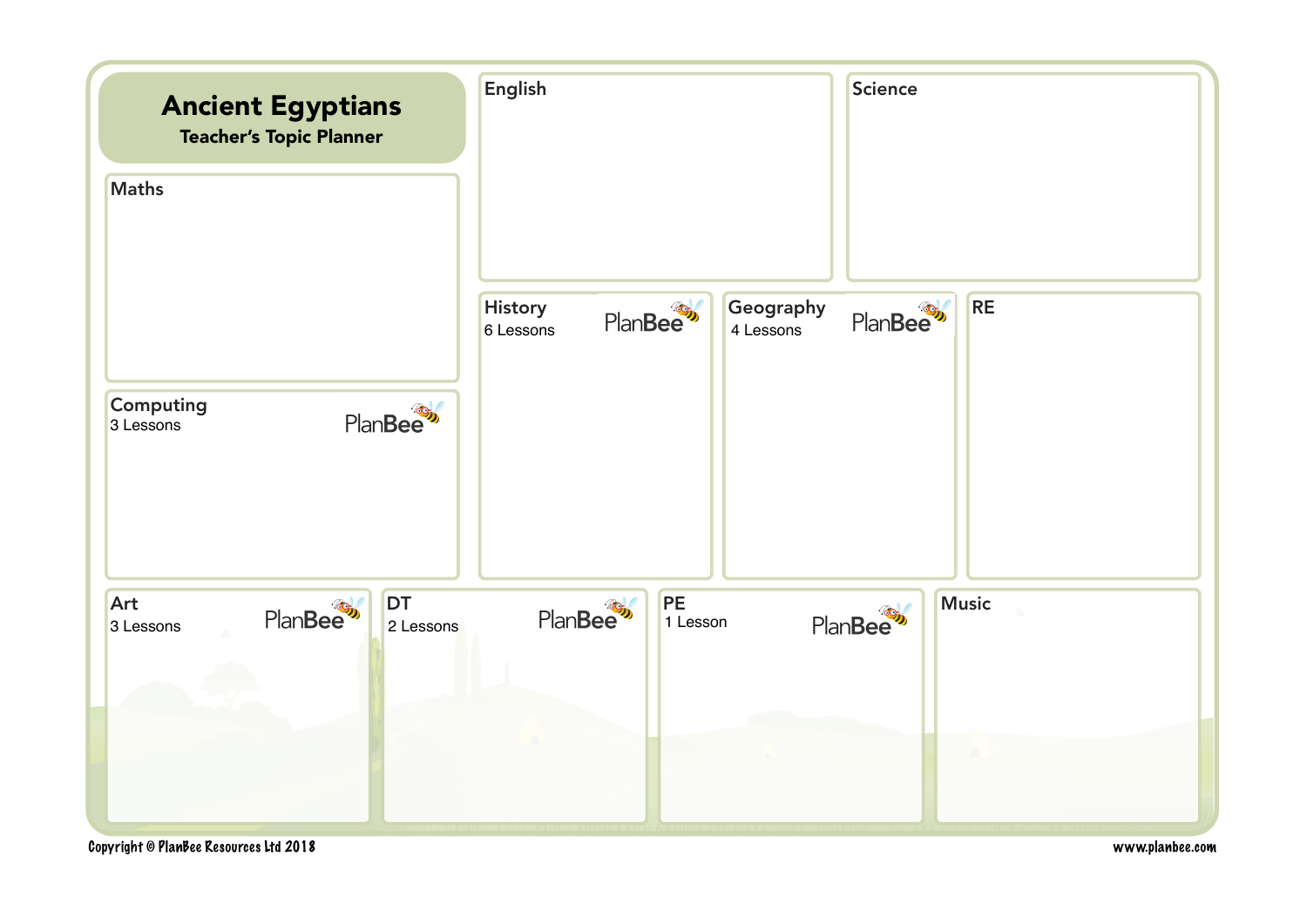# Ancient Egyptians

**Teacher's Topic Planner**

## Maths

## English

## Science

## Computing
3 Lessons

PlanBee

## History
6 Lessons

PlanBee

## Geography
4 Lessons

PlanBee

## RE

## Art
3 Lessons

PlanBee

## DT
2 Lessons

PlanBee

## PE
1 Lesson

PlanBee

## Music

Copyright © PlanBee Resources Ltd 2018

www.planbee.com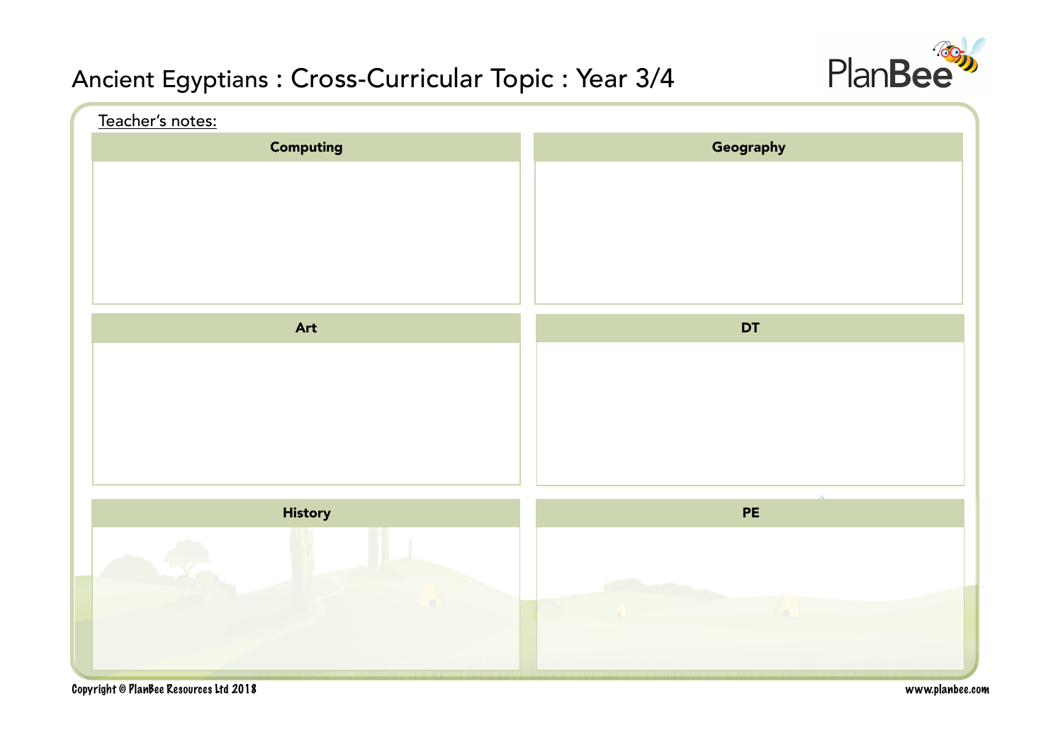# Ancient Egyptians : Cross-Curricular Topic : Year 3/4

Teacher's notes:

| Computing | Geography |
|---|---|
| | |

| Art | DT |
|---|---|
| | |

| History | PE |
|---|---|
| | |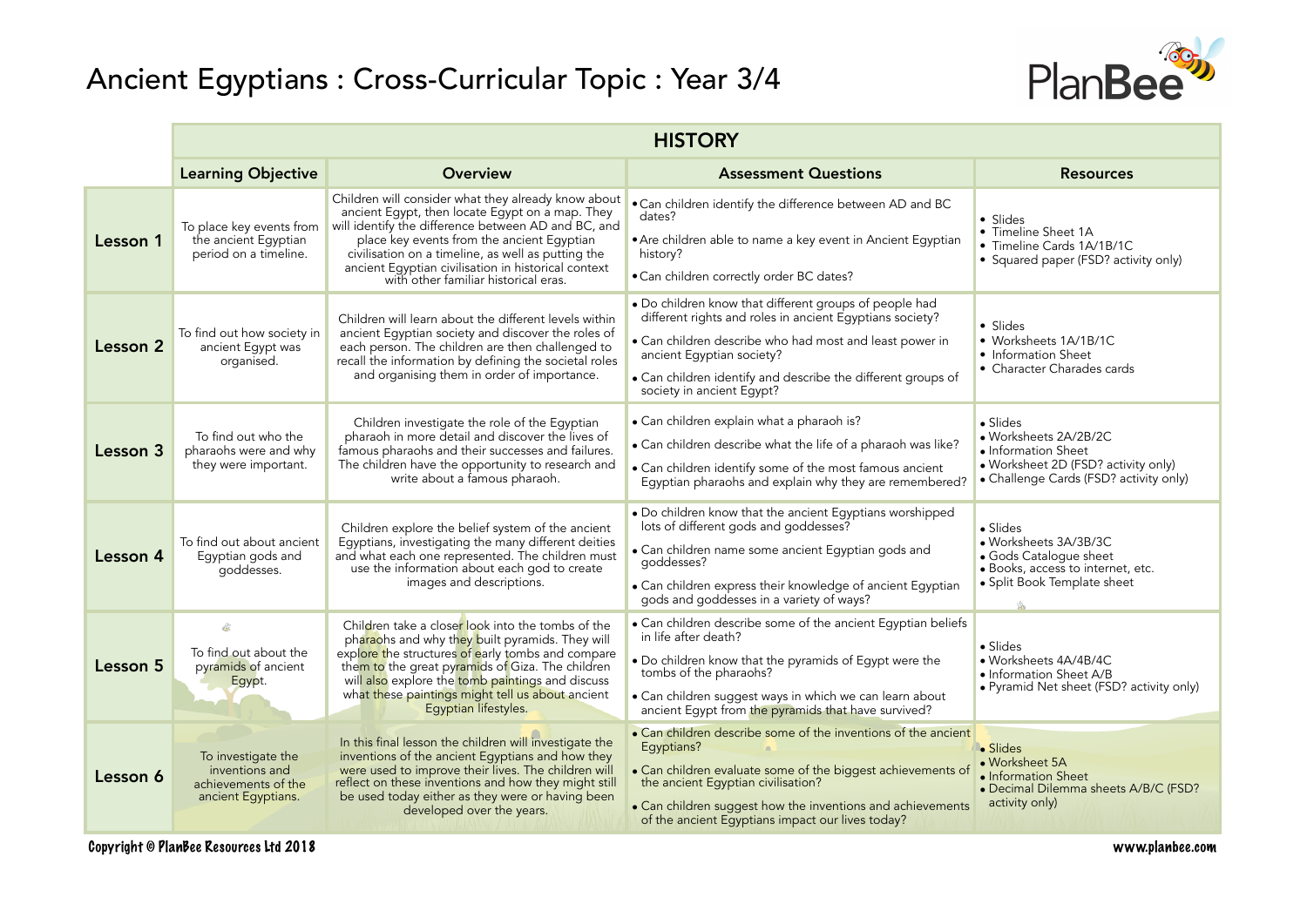# Ancient Egyptians : Cross-Curricular Topic : Year 3/4

## HISTORY

| | Learning Objective | Overview | Assessment Questions | Resources |
|---|---|---|---|---|
| **Lesson 1** | To place key events from the ancient Egyptian period on a timeline. | Children will consider what they already know about ancient Egypt, then locate Egypt on a map. They will identify the difference between AD and BC, and place key events from the ancient Egyptian civilisation on a timeline, as well as putting the ancient Egyptian civilisation in historical context with other familiar historical eras. | • Can children identify the difference between AD and BC dates?<br>• Are children able to name a key event in Ancient Egyptian history?<br>• Can children correctly order BC dates? | • Slides<br>• Timeline Sheet 1A<br>• Timeline Cards 1A/1B/1C<br>• Squared paper (FSD? activity only) |
| **Lesson 2** | To find out how society in ancient Egypt was organised. | Children will learn about the different levels within ancient Egyptian society and discover the roles of each person. The children are then challenged to recall the information by defining the societal roles and organising them in order of importance. | • Do children know that different groups of people had different rights and roles in ancient Egyptian society?<br>• Can children describe who had most and least power in ancient Egyptian society?<br>• Can children identify and describe the different groups of society in ancient Egypt? | • Slides<br>• Worksheets 1A/1B/1C<br>• Information Sheet<br>• Character Charades cards |
| **Lesson 3** | To find out who the pharaohs were and why they were important. | Children investigate the role of the Egyptian pharaoh in more detail and discover the lives of famous pharaohs and their successes and failures. The children have the opportunity to research and write about a famous pharaoh. | • Can children explain what a pharaoh is?<br>• Can children describe what the life of a pharaoh was like?<br>• Can children identify some of the most famous ancient Egyptian pharaohs and explain why they are remembered? | • Slides<br>• Worksheets 2A/2B/2C<br>• Information Sheet<br>• Worksheet 2D (FSD? activity only)<br>• Challenge Cards (FSD? activity only) |
| **Lesson 4** | To find out about ancient Egyptian gods and goddesses. | Children explore the belief system of the ancient Egyptians, investigating the many different deities and what each one represented. The children must use the information about each god to create images and descriptions. | • Do children know that the ancient Egyptians worshipped lots of different gods and goddesses?<br>• Can children name some ancient Egyptian gods and goddesses?<br>• Can children express their knowledge of ancient Egyptian gods and goddesses in a variety of ways? | • Slides<br>• Worksheets 3A/3B/3C<br>• Gods Catalogue sheet<br>• Books, access to internet, etc.<br>• Split Book Template sheet |
| **Lesson 5** | To find out about the pyramids of ancient Egypt. | Children take a closer look into the tombs of the pharaohs and why they built pyramids. They will explore the structures of early tombs and compare them to the great pyramids of Giza. The children will also explore the tomb paintings and discuss what these paintings might tell us about ancient Egyptian lifestyles. | • Can children describe some of the ancient Egyptian beliefs in life after death?<br>• Do children know that the pyramids of Egypt were the tombs of the pharaohs?<br>• Can children suggest ways in which we can learn about ancient Egypt from the pyramids that have survived? | • Slides<br>• Worksheets 4A/4B/4C<br>• Information Sheet A/B<br>• Pyramid Net sheet (FSD? activity only) |
| **Lesson 6** | To investigate the inventions and achievements of the ancient Egyptians. | In this final lesson the children will investigate the inventions of the ancient Egyptians and how they were used to improve their lives. The children will reflect on these inventions and how they might still be used today either as they were or having been developed over the years. | • Can children describe some of the inventions of the ancient Egyptians?<br>• Can children evaluate some of the biggest achievements of the ancient Egyptian civilisation?<br>• Can children suggest how the inventions and achievements of the ancient Egyptians impact our lives today? | • Slides<br>• Worksheet 5A<br>• Information Sheet<br>• Decimal Dilemma sheets A/B/C (FSD? activity only) |

Copyright © PlanBee Resources Ltd 2018 www.planbee.com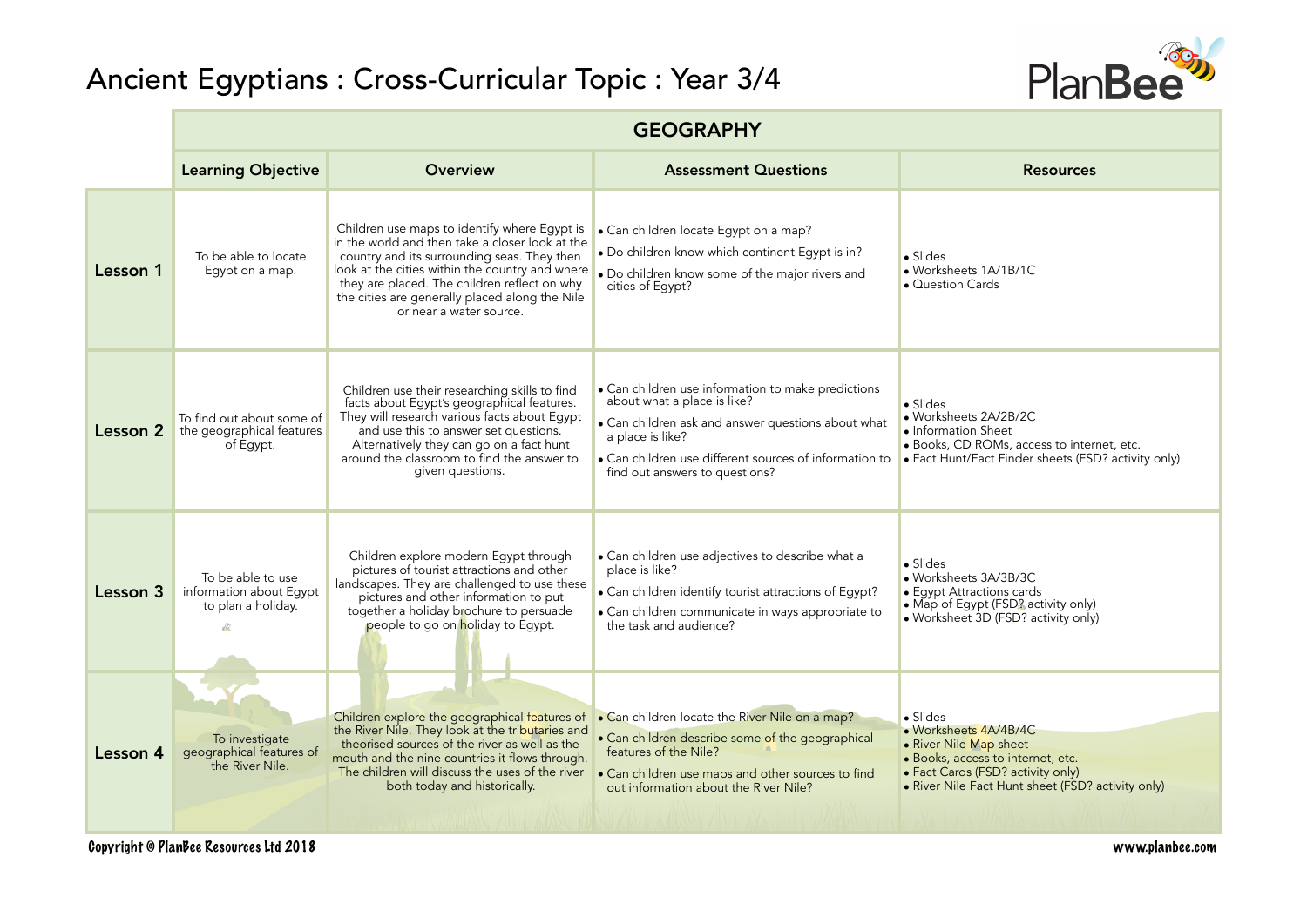# Ancient Egyptians : Cross-Curricular Topic : Year 3/4

| | GEOGRAPHY | | | |
|---|---|---|---|---|
| | **Learning Objective** | **Overview** | **Assessment Questions** | **Resources** |
| **Lesson 1** | To be able to locate Egypt on a map. | Children use maps to identify where Egypt is in the world and then take a closer look at the country and its surrounding seas. They then look at the cities within the country and where they are placed. The children reflect on why the cities are generally placed along the Nile or near a water source. | • Can children locate Egypt on a map?<br>• Do children know which continent Egypt is in?<br>• Do children know some of the major rivers and cities of Egypt? | • Slides<br>• Worksheets 1A/1B/1C<br>• Question Cards |
| **Lesson 2** | To find out about some of the geographical features of Egypt. | Children use their researching skills to find facts about Egypt's geographical features. They will research various facts about Egypt and use this to answer set questions. Alternatively they can go on a fact hunt around the classroom to find the answer to given questions. | • Can children use information to make predictions about what a place is like?<br>• Can children ask and answer questions about what a place is like?<br>• Can children use different sources of information to find out answers to questions? | • Slides<br>• Worksheets 2A/2B/2C<br>• Information Sheet<br>• Books, CD ROMs, access to internet, etc.<br>• Fact Hunt/Fact Finder sheets (FSD? activity only) |
| **Lesson 3** | To be able to use information about Egypt to plan a holiday. | Children explore modern Egypt through pictures of tourist attractions and other landscapes. They are challenged to use these pictures and other information to put together a holiday brochure to persuade people to go on holiday to Egypt. | • Can children use adjectives to describe what a place is like?<br>• Can children identify tourist attractions of Egypt?<br>• Can children communicate in ways appropriate to the task and audience? | • Slides<br>• Worksheets 3A/3B/3C<br>• Egypt Attractions cards<br>• Map of Egypt (FSD? activity only)<br>• Worksheet 3D (FSD? activity only) |
| **Lesson 4** | To investigate geographical features of the River Nile. | Children explore the geographical features of the River Nile. They look at the tributaries and theorised sources of the river as well as the mouth and the nine countries it flows through. The children will discuss the uses of the river both today and historically. | • Can children locate the River Nile on a map?<br>• Can children describe some of the geographical features of the Nile?<br>• Can children use maps and other sources to find out information about the River Nile? | • Slides<br>• Worksheets 4A/4B/4C<br>• River Nile Map sheet<br>• Books, access to internet, etc.<br>• Fact Cards (FSD? activity only)<br>• River Nile Fact Hunt sheet (FSD? activity only) |

Copyright © PlanBee Resources Ltd 2018 www.planbee.com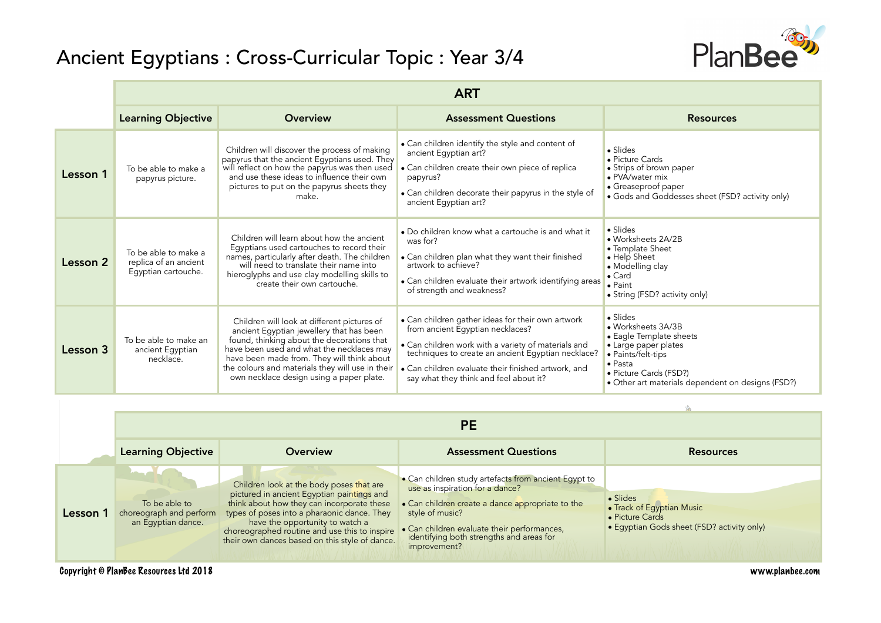# Ancient Egyptians : Cross-Curricular Topic : Year 3/4

## ART

| | Learning Objective | Overview | Assessment Questions | Resources |
|---|---|---|---|---|
| **Lesson 1** | To be able to make a papyrus picture. | Children will discover the process of making papyrus that the ancient Egyptians used. They will reflect on how the papyrus was then used and use these ideas to influence their own pictures to put on the papyrus sheets they make. | • Can children identify the style and content of ancient Egyptian art?<br>• Can children create their own piece of replica papyrus?<br>• Can children decorate their papyrus in the style of ancient Egyptian art? | • Slides<br>• Picture Cards<br>• Strips of brown paper<br>• PVA/water mix<br>• Greaseproof paper<br>• Gods and Goddesses sheet (FSD? activity only) |
| **Lesson 2** | To be able to make a replica of an ancient Egyptian cartouche. | Children will learn about how the ancient Egyptians used cartouches to record their names, particularly after death. The children will need to translate their name into hieroglyphs and use clay modelling skills to create their own cartouche. | • Do children know what a cartouche is and what it was for?<br>• Can children plan what they want their finished artwork to achieve?<br>• Can children evaluate their artwork identifying areas of strength and weakness? | • Slides<br>• Worksheets 2A/2B<br>• Template Sheet<br>• Help Sheet<br>• Modelling clay<br>• Card<br>• Paint<br>• String (FSD? activity only) |
| **Lesson 3** | To be able to make an ancient Egyptian necklace. | Children will look at different pictures of ancient Egyptian jewellery that has been found, thinking about the decorations that have been used and what the necklaces may have been made from. They will think about the colours and materials they will use in their own necklace design using a paper plate. | • Can children gather ideas for their own artwork from ancient Egyptian necklaces?<br>• Can children work with a variety of materials and techniques to create an ancient Egyptian necklace?<br>• Can children evaluate their finished artwork, and say what they think and feel about it? | • Slides<br>• Worksheets 3A/3B<br>• Eagle Template sheets<br>• Large paper plates<br>• Paints/felt-tips<br>• Pasta<br>• Picture Cards (FSD?)<br>• Other art materials dependent on designs (FSD?) |

## PE

| | Learning Objective | Overview | Assessment Questions | Resources |
|---|---|---|---|---|
| **Lesson 1** | To be able to choreograph and perform an Egyptian dance. | Children look at the body poses that are pictured in ancient Egyptian paintings and think about how they can incorporate these types of poses into a pharaonic dance. They have the opportunity to watch a choreographed routine and use this to inspire their own dances based on this style of dance. | • Can children study artefacts from ancient Egypt to use as inspiration for a dance?<br>• Can children create a dance appropriate to the style of music?<br>• Can children evaluate their performances, identifying both strengths and areas for improvement? | • Slides<br>• Track of Egyptian Music<br>• Picture Cards<br>• Egyptian Gods sheet (FSD? activity only) |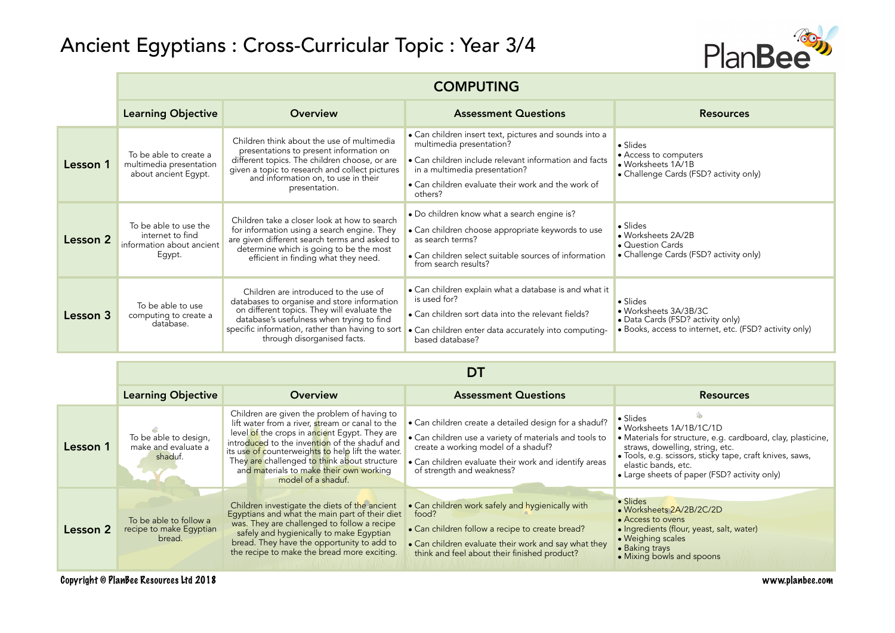# Ancient Egyptians : Cross-Curricular Topic : Year 3/4

## COMPUTING

| | Learning Objective | Overview | Assessment Questions | Resources |
|---|---|---|---|---|
| **Lesson 1** | To be able to create a multimedia presentation about ancient Egypt. | Children think about the use of multimedia presentations to present information on different topics. The children choose, or are given a topic to research and collect pictures and information on, to use in their presentation. | • Can children insert text, pictures and sounds into a multimedia presentation?<br>• Can children include relevant information and facts in a multimedia presentation?<br>• Can children evaluate their work and the work of others? | • Slides<br>• Access to computers<br>• Worksheets 1A/1B<br>• Challenge Cards (FSD? activity only) |
| **Lesson 2** | To be able to use the internet to find information about ancient Egypt. | Children take a closer look at how to search for information using a search engine. They are given different search terms and asked to determine which is going to be the most efficient in finding what they need. | • Do children know what a search engine is?<br>• Can children choose appropriate keywords to use as search terms?<br>• Can children select suitable sources of information from search results? | • Slides<br>• Worksheets 2A/2B<br>• Question Cards<br>• Challenge Cards (FSD? activity only) |
| **Lesson 3** | To be able to use computing to create a database. | Children are introduced to the use of databases to organise and store information on different topics. They will evaluate the database's usefulness when trying to find specific information, rather than having to sort through disorganised facts. | • Can children explain what a database is and what it is used for?<br>• Can children sort data into the relevant fields?<br>• Can children enter data accurately into computing-based database? | • Slides<br>• Worksheets 3A/3B/3C<br>• Data Cards (FSD? activity only)<br>• Books, access to internet, etc. (FSD? activity only) |

## DT

| | Learning Objective | Overview | Assessment Questions | Resources |
|---|---|---|---|---|
| **Lesson 1** | To be able to design, make and evaluate a shaduf. | Children are given the problem of having to lift water from a river, stream or canal to the level of the crops in ancient Egypt. They are introduced to the invention of the shaduf and its use of counterweights to help lift the water. They are challenged to think about structure and materials to make their own working model of a shaduf. | • Can children create a detailed design for a shaduf?<br>• Can children use a variety of materials and tools to create a working model of a shaduf?<br>• Can children evaluate their work and identify areas of strength and weakness? | • Slides<br>• Worksheets 1A/1B/1C/1D<br>• Materials for structure, e.g. cardboard, clay, plasticine, straws, dowelling, string, etc.<br>• Tools, e.g. scissors, sticky tape, craft knives, saws, elastic bands, etc.<br>• Large sheets of paper (FSD? activity only) |
| **Lesson 2** | To be able to follow a recipe to make Egyptian bread. | Children investigate the diets of the ancient Egyptians and what the main part of their diet was. They are challenged to follow a recipe safely and hygienically to make Egyptian bread. They have the opportunity to add to the recipe to make the bread more exciting. | • Can children work safely and hygienically with food?<br>• Can children follow a recipe to create bread?<br>• Can children evaluate their work and say what they think and feel about their finished product? | • Slides<br>• Worksheets 2A/2B/2C/2D<br>• Access to ovens<br>• Ingredients (flour, yeast, salt, water)<br>• Weighing scales<br>• Baking trays<br>• Mixing bowls and spoons |

Copyright © PlanBee Resources Ltd 2018 www.planbee.com